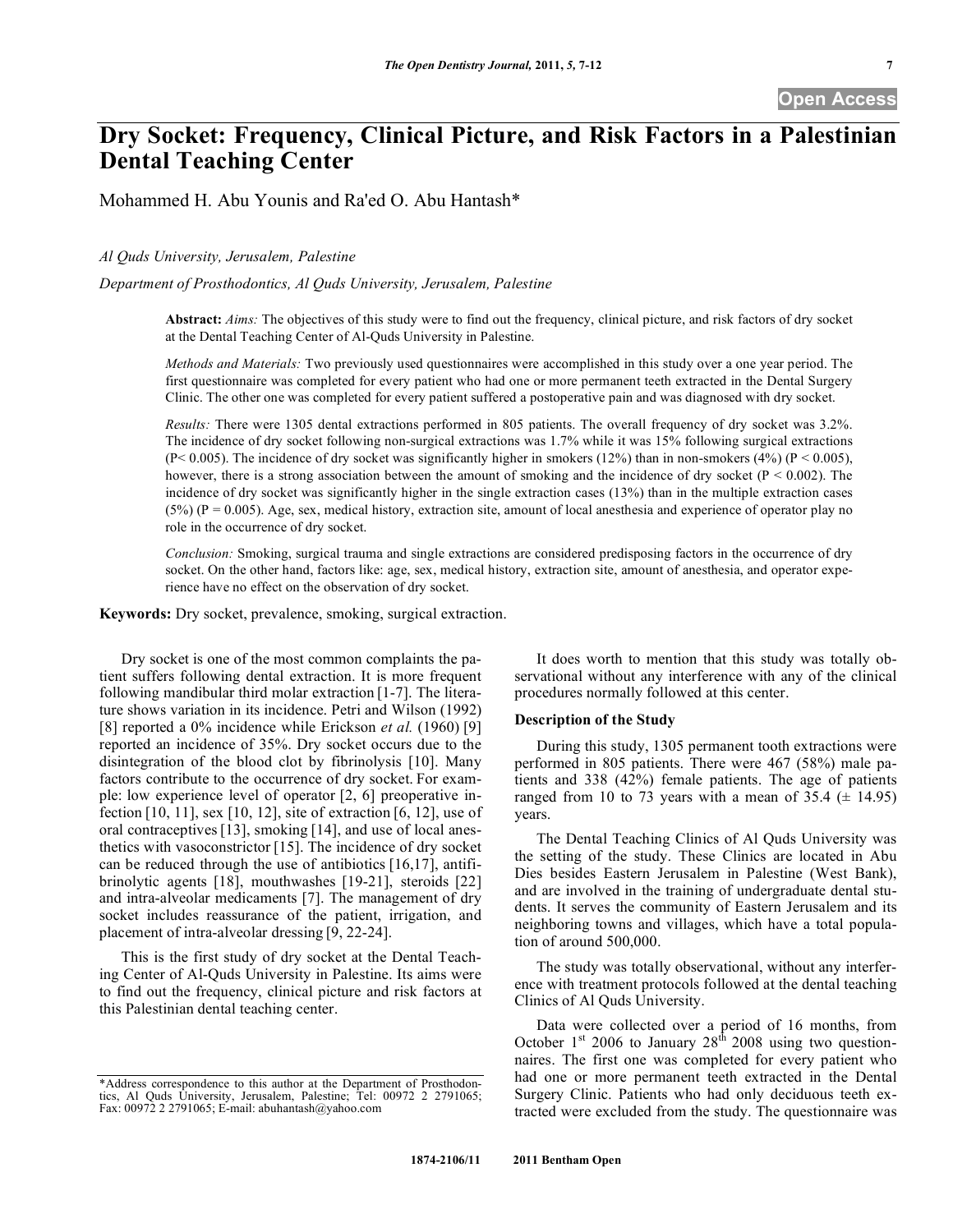# Dry Socket: Frequency, Clinical Picture, and Risk Factors in a Palestinian Dental Teaching Center

Mohammed H. Abu Younis and Ra'ed O. Abu Hantash*

*Al Quds University, Jerusalem, Palestine*

*Department of Prosthodontics, Al Quds University, Jerusalem, Palestine*

**Abstract:** *Aims:* The objectives of this study were to find out the frequency, clinical picture, and risk factors of dry socket at the Dental Teaching Center of Al-Quds University in Palestine.

*Methods and Materials:* Two previously used questionnaires were accomplished in this study over a one year period. The first questionnaire was completed for every patient who had one or more permanent teeth extracted in the Dental Surgery Clinic. The other one was completed for every patient suffered a postoperative pain and was diagnosed with dry socket.

*Results:* There were 1305 dental extractions performed in 805 patients. The overall frequency of dry socket was 3.2%. The incidence of dry socket following non-surgical extractions was 1.7% while it was 15% following surgical extractions ($P < 0.005$). The incidence of dry socket was significantly higher in smokers (12%) than in non-smokers (4%) ($P < 0.005$), however, there is a strong association between the amount of smoking and the incidence of dry socket ($P < 0.002$). The incidence of dry socket was significantly higher in the single extraction cases (13%) than in the multiple extraction cases (5%) ($P = 0.005$). Age, sex, medical history, extraction site, amount of local anesthesia and experience of operator play no role in the occurrence of dry socket.

*Conclusion:* Smoking, surgical trauma and single extractions are considered predisposing factors in the occurrence of dry socket. On the other hand, factors like: age, sex, medical history, extraction site, amount of anesthesia, and operator experience have no effect on the observation of dry socket.

**Keywords:** Dry socket, prevalence, smoking, surgical extraction.

Dry socket is one of the most common complaints the patient suffers following dental extraction. It is more frequent following mandibular third molar extraction [1-7]. The literature shows variation in its incidence. Petri and Wilson (1992) [8] reported a 0% incidence while Erickson *et al.* (1960) [9] reported an incidence of 35%. Dry socket occurs due to the disintegration of the blood clot by fibrinolysis [10]. Many factors contribute to the occurrence of dry socket. For example: low experience level of operator [2, 6] preoperative infection [10, 11], sex [10, 12], site of extraction [6, 12], use of oral contraceptives [13], smoking [14], and use of local anesthetics with vasoconstrictor [15]. The incidence of dry socket can be reduced through the use of antibiotics [16,17], antifibrinolytic agents [18], mouthwashes [19-21], steroids [22] and intra-alveolar medicaments [7]. The management of dry socket includes reassurance of the patient, irrigation, and placement of intra-alveolar dressing [9, 22-24].

This is the first study of dry socket at the Dental Teaching Center of Al-Quds University in Palestine. Its aims were to find out the frequency, clinical picture and risk factors at this Palestinian dental teaching center.

It does worth to mention that this study was totally observational without any interference with any of the clinical procedures normally followed at this center.

### Description of the Study

During this study, 1305 permanent tooth extractions were performed in 805 patients. There were 467 (58%) male patients and 338 (42%) female patients. The age of patients ranged from 10 to 73 years with a mean of 35.4 ($\pm$ 14.95) years.

The Dental Teaching Clinics of Al Quds University was the setting of the study. These Clinics are located in Abu Dies besides Eastern Jerusalem in Palestine (West Bank), and are involved in the training of undergraduate dental students. It serves the community of Eastern Jerusalem and its neighboring towns and villages, which have a total population of around 500,000.

The study was totally observational, without any interference with treatment protocols followed at the dental teaching Clinics of Al Quds University.

Data were collected over a period of 16 months, from October 1st 2006 to January 28th 2008 using two questionnaires. The first one was completed for every patient who had one or more permanent teeth extracted in the Dental Surgery Clinic. Patients who had only deciduous teeth extracted were excluded from the study. The questionnaire was

*Address correspondence to this author at the Department of Prosthodontics, Al Quds University, Jerusalem, Palestine; Tel: 00972 2 2791065; Fax: 00972 2 2791065; E-mail: abuhantash@yahoo.com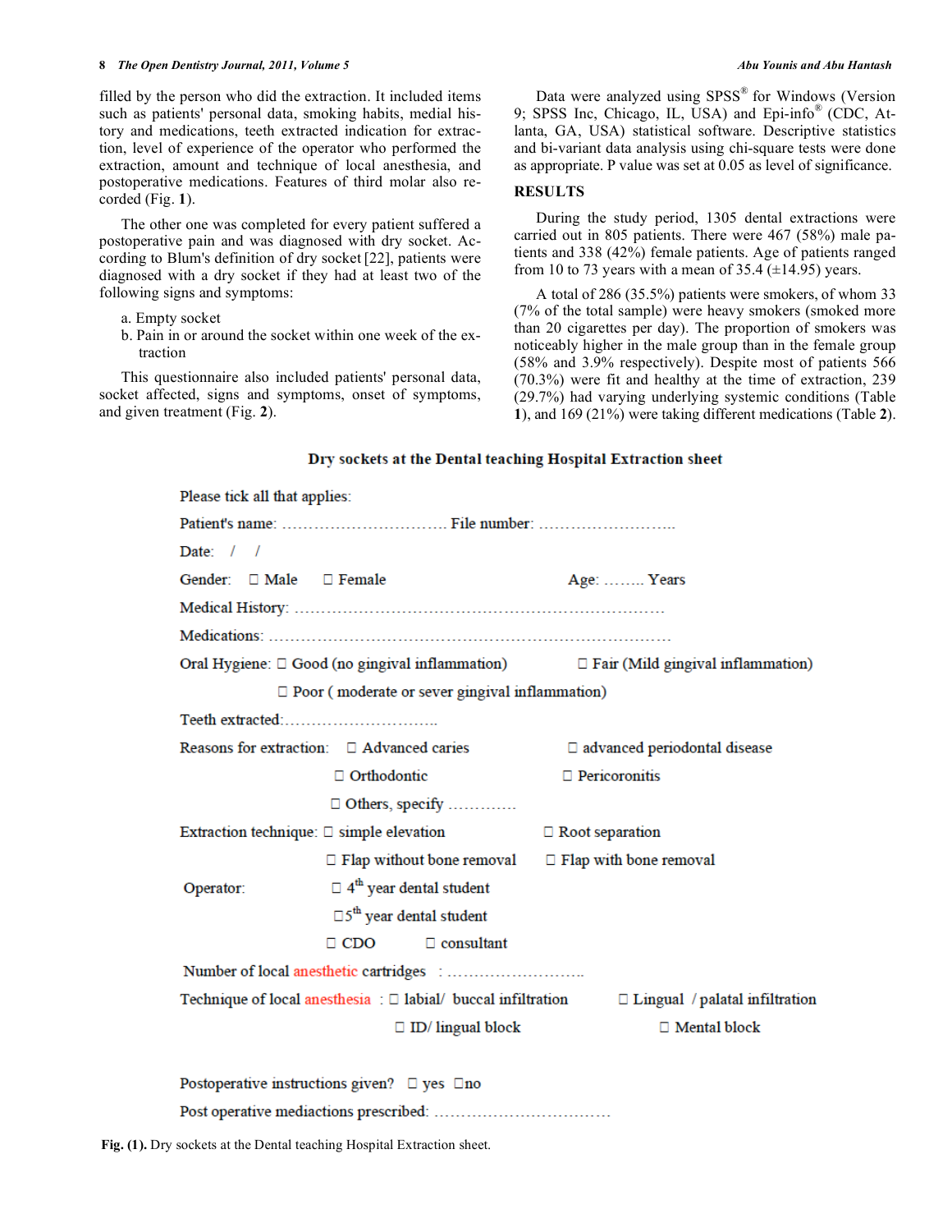filled by the person who did the extraction. It included items such as patients' personal data, smoking habits, medial history and medications, teeth extracted indication for extraction, level of experience of the operator who performed the extraction, amount and technique of local anesthesia, and postoperative medications. Features of third molar also recorded (Fig. **1**).

The other one was completed for every patient suffered a postoperative pain and was diagnosed with dry socket. According to Blum's definition of dry socket [22], patients were diagnosed with a dry socket if they had at least two of the following signs and symptoms:

a. Empty socket
b. Pain in or around the socket within one week of the extraction

This questionnaire also included patients' personal data, socket affected, signs and symptoms, onset of symptoms, and given treatment (Fig. **2**).

Data were analyzed using SPSS® for Windows (Version 9; SPSS Inc, Chicago, IL, USA) and Epi-info® (CDC, Atlanta, GA, USA) statistical software. Descriptive statistics and bi-variant data analysis using chi-square tests were done as appropriate. P value was set at 0.05 as level of significance.

## RESULTS

During the study period, 1305 dental extractions were carried out in 805 patients. There were 467 (58%) male patients and 338 (42%) female patients. Age of patients ranged from 10 to 73 years with a mean of 35.4 (±14.95) years.

A total of 286 (35.5%) patients were smokers, of whom 33 (7% of the total sample) were heavy smokers (smoked more than 20 cigarettes per day). The proportion of smokers was noticeably higher in the male group than in the female group (58% and 3.9% respectively). Despite most of patients 566 (70.3%) were fit and healthy at the time of extraction, 239 (29.7%) had varying underlying systemic conditions (Table **1**), and 169 (21%) were taking different medications (Table **2**).

**Dry sockets at the Dental teaching Hospital Extraction sheet**

Please tick all that applies:

Patient's name: ………………………… File number: ……………………..

Date: / /

Gender: ☐ Male ☐ Female Age: …….. Years

Medical History: ……………………………………………………………

Medications: ……………………………………………………………….

Oral Hygiene: ☐ Good (no gingival inflammation) ☐ Fair (Mild gingival inflammation)

☐ Poor ( moderate or sever gingival inflammation)

Teeth extracted:………………………..

Reasons for extraction: ☐ Advanced caries ☐ advanced periodontal disease

☐ Orthodontic ☐ Pericoronitis

☐ Others, specify ………….

Extraction technique: ☐ simple elevation ☐ Root separation

☐ Flap without bone removal ☐ Flap with bone removal

Operator: ☐ 4th year dental student

☐ 5th year dental student

☐ CDO ☐ consultant

Number of local anesthetic cartridges : ……………………..

Technique of local anesthesia : ☐ labial/ buccal infiltration ☐ Lingual / palatal infiltration

☐ ID/ lingual block ☐ Mental block

Postoperative instructions given? ☐ yes ☐no

Post operative mediactions prescribed: ……………………………

**Fig. (1).** Dry sockets at the Dental teaching Hospital Extraction sheet.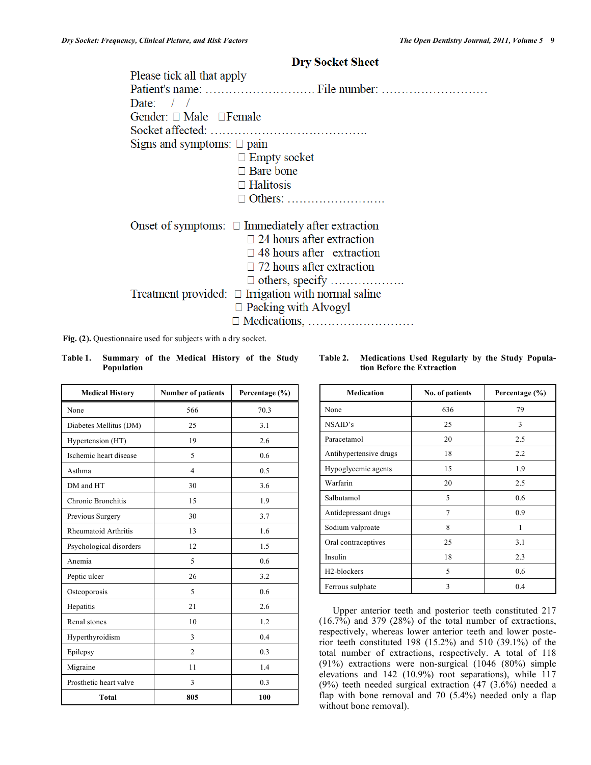**Dry Socket Sheet**

Please tick all that apply

Patient's name: ............................ File number: ..........................

Date: / /

Gender: ☐ Male ☐Female

Socket affected: ......................................

Signs and symptoms: ☐ pain

☐ Empty socket

☐ Bare bone

☐ Halitosis

☐ Others: ........................

Onset of symptoms: ☐ Immediately after extraction

☐ 24 hours after extraction

☐ 48 hours after extraction

☐ 72 hours after extraction

☐ others, specify ..................

Treatment provided: ☐ Irrigation with normal saline

☐ Packing with Alvogyl

☐ Medications, ..........................

**Fig. (2).** Questionnaire used for subjects with a dry socket.

**Table 1. Summary of the Medical History of the Study Population**

| Medical History | Number of patients | Percentage (%) |
|---|---|---|
| None | 566 | 70.3 |
| Diabetes Mellitus (DM) | 25 | 3.1 |
| Hypertension (HT) | 19 | 2.6 |
| Ischemic heart disease | 5 | 0.6 |
| Asthma | 4 | 0.5 |
| DM and HT | 30 | 3.6 |
| Chronic Bronchitis | 15 | 1.9 |
| Previous Surgery | 30 | 3.7 |
| Rheumatoid Arthritis | 13 | 1.6 |
| Psychological disorders | 12 | 1.5 |
| Anemia | 5 | 0.6 |
| Peptic ulcer | 26 | 3.2 |
| Osteoporosis | 5 | 0.6 |
| Hepatitis | 21 | 2.6 |
| Renal stones | 10 | 1.2 |
| Hyperthyroidism | 3 | 0.4 |
| Epilepsy | 2 | 0.3 |
| Migraine | 11 | 1.4 |
| Prosthetic heart valve | 3 | 0.3 |
| **Total** | **805** | **100** |

**Table 2. Medications Used Regularly by the Study Population Before the Extraction**

| Medication | No. of patients | Percentage (%) |
|---|---|---|
| None | 636 | 79 |
| NSAID's | 25 | 3 |
| Paracetamol | 20 | 2.5 |
| Antihypertensive drugs | 18 | 2.2 |
| Hypoglycemic agents | 15 | 1.9 |
| Warfarin | 20 | 2.5 |
| Salbutamol | 5 | 0.6 |
| Antidepressant drugs | 7 | 0.9 |
| Sodium valproate | 8 | 1 |
| Oral contraceptives | 25 | 3.1 |
| Insulin | 18 | 2.3 |
| H2-blockers | 5 | 0.6 |
| Ferrous sulphate | 3 | 0.4 |

Upper anterior teeth and posterior teeth constituted 217 (16.7%) and 379 (28%) of the total number of extractions, respectively, whereas lower anterior teeth and lower posterior teeth constituted 198 (15.2%) and 510 (39.1%) of the total number of extractions, respectively. A total of 118 (91%) extractions were non-surgical (1046 (80%) simple elevations and 142 (10.9%) root separations), while 117 (9%) teeth needed surgical extraction (47 (3.6%) needed a flap with bone removal and 70 (5.4%) needed only a flap without bone removal).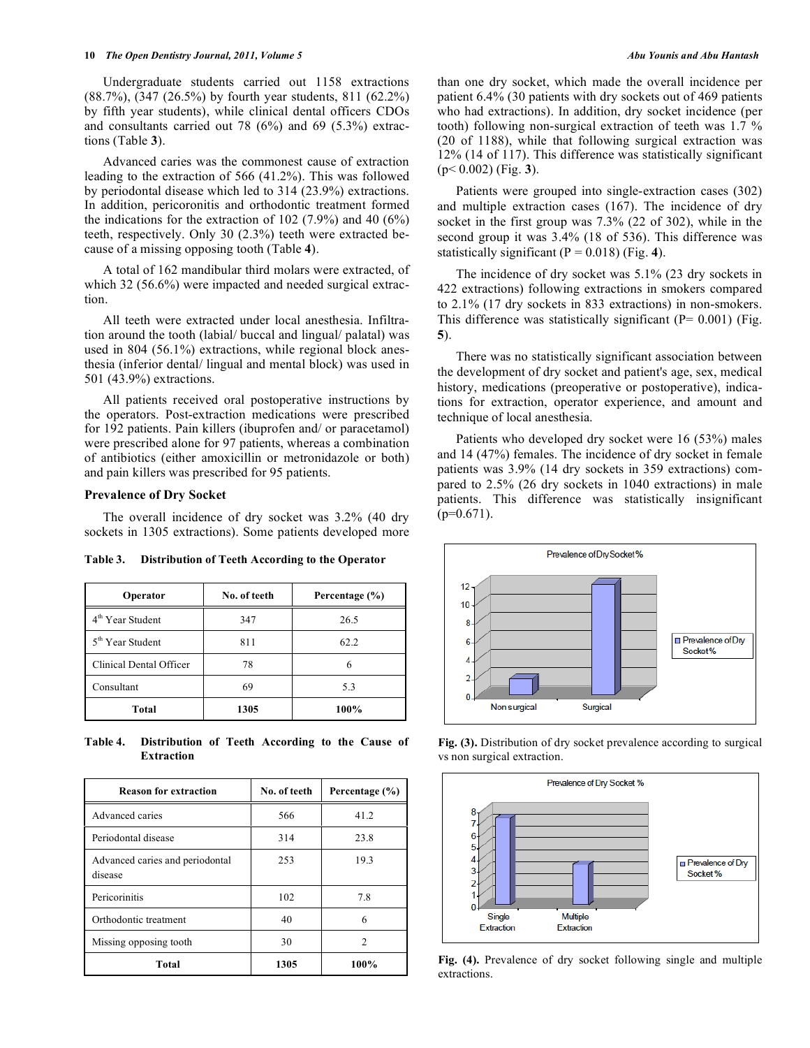Undergraduate students carried out 1158 extractions (88.7%), (347 (26.5%) by fourth year students, 811 (62.2%) by fifth year students), while clinical dental officers CDOs and consultants carried out 78 (6%) and 69 (5.3%) extractions (Table **3**).

Advanced caries was the commonest cause of extraction leading to the extraction of 566 (41.2%). This was followed by periodontal disease which led to 314 (23.9%) extractions. In addition, pericoronitis and orthodontic treatment formed the indications for the extraction of 102 (7.9%) and 40 (6%) teeth, respectively. Only 30 (2.3%) teeth were extracted because of a missing opposing tooth (Table **4**).

A total of 162 mandibular third molars were extracted, of which 32 (56.6%) were impacted and needed surgical extraction.

All teeth were extracted under local anesthesia. Infiltration around the tooth (labial/ buccal and lingual/ palatal) was used in 804 (56.1%) extractions, while regional block anesthesia (inferior dental/ lingual and mental block) was used in 501 (43.9%) extractions.

All patients received oral postoperative instructions by the operators. Post-extraction medications were prescribed for 192 patients. Pain killers (ibuprofen and/ or paracetamol) were prescribed alone for 97 patients, whereas a combination of antibiotics (either amoxicillin or metronidazole or both) and pain killers was prescribed for 95 patients.

### Prevalence of Dry Socket

The overall incidence of dry socket was 3.2% (40 dry sockets in 1305 extractions). Some patients developed more than one dry socket, which made the overall incidence per patient 6.4% (30 patients with dry sockets out of 469 patients who had extractions). In addition, dry socket incidence (per tooth) following non-surgical extraction of teeth was 1.7 % (20 of 1188), while that following surgical extraction was 12% (14 of 117). This difference was statistically significant ($p < 0.002$) (Fig. **3**).

Patients were grouped into single-extraction cases (302) and multiple extraction cases (167). The incidence of dry socket in the first group was 7.3% (22 of 302), while in the second group it was 3.4% (18 of 536). This difference was statistically significant ($P = 0.018$) (Fig. **4**).

The incidence of dry socket was 5.1% (23 dry sockets in 422 extractions) following extractions in smokers compared to 2.1% (17 dry sockets in 833 extractions) in non-smokers. This difference was statistically significant ($P = 0.001$) (Fig. **5**).

There was no statistically significant association between the development of dry socket and patient's age, sex, medical history, medications (preoperative or postoperative), indications for extraction, operator experience, and amount and technique of local anesthesia.

Patients who developed dry socket were 16 (53%) males and 14 (47%) females. The incidence of dry socket in female patients was 3.9% (14 dry sockets in 359 extractions) compared to 2.5% (26 dry sockets in 1040 extractions) in male patients. This difference was statistically insignificant ($p=0.671$).

**Table 3. Distribution of Teeth According to the Operator**

| Operator | No. of teeth | Percentage (%) |
|---|---|---|
| 4th Year Student | 347 | 26.5 |
| 5th Year Student | 811 | 62.2 |
| Clinical Dental Officer | 78 | 6 |
| Consultant | 69 | 5.3 |
| **Total** | **1305** | **100%** |

**Table 4. Distribution of Teeth According to the Cause of Extraction**

| Reason for extraction | No. of teeth | Percentage (%) |
|---|---|---|
| Advanced caries | 566 | 41.2 |
| Periodontal disease | 314 | 23.8 |
| Advanced caries and periodontal disease | 253 | 19.3 |
| Pericorinitis | 102 | 7.8 |
| Orthodontic treatment | 40 | 6 |
| Missing opposing tooth | 30 | 2 |
| **Total** | **1305** | **100%** |

**Fig. (3).** Distribution of dry socket prevalence according to surgical vs non surgical extraction.

**Fig. (4).** Prevalence of dry socket following single and multiple extractions.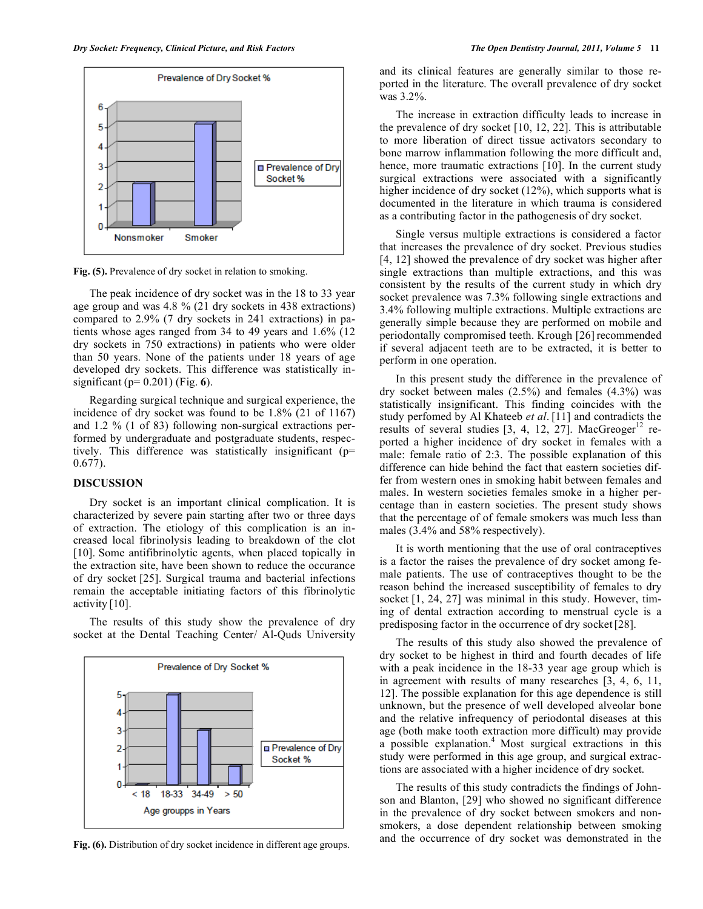Fig. (5). Prevalence of dry socket in relation to smoking.

The peak incidence of dry socket was in the 18 to 33 year age group and was 4.8 % (21 dry sockets in 438 extractions) compared to 2.9% (7 dry sockets in 241 extractions) in patients whose ages ranged from 34 to 49 years and 1.6% (12 dry sockets in 750 extractions) in patients who were older than 50 years. None of the patients under 18 years of age developed dry sockets. This difference was statistically insignificant (p= 0.201) (Fig. **6**).

Regarding surgical technique and surgical experience, the incidence of dry socket was found to be 1.8% (21 of 1167) and 1.2 % (1 of 83) following non-surgical extractions performed by undergraduate and postgraduate students, respectively. This difference was statistically insignificant (p= 0.677).

## DISCUSSION

Dry socket is an important clinical complication. It is characterized by severe pain starting after two or three days of extraction. The etiology of this complication is an increased local fibrinolysis leading to breakdown of the clot [10]. Some antifibrinolytic agents, when placed topically in the extraction site, have been shown to reduce the occurance of dry socket [25]. Surgical trauma and bacterial infections remain the acceptable initiating factors of this fibrinolytic activity [10].

The results of this study show the prevalence of dry socket at the Dental Teaching Center/ Al-Quds University and its clinical features are generally similar to those reported in the literature. The overall prevalence of dry socket was 3.2%.

Fig. (6). Distribution of dry socket incidence in different age groups.

The increase in extraction difficulty leads to increase in the prevalence of dry socket [10, 12, 22]. This is attributable to more liberation of direct tissue activators secondary to bone marrow inflammation following the more difficult and, hence, more traumatic extractions [10]. In the current study surgical extractions were associated with a significantly higher incidence of dry socket (12%), which supports what is documented in the literature in which trauma is considered as a contributing factor in the pathogenesis of dry socket.

Single versus multiple extractions is considered a factor that increases the prevalence of dry socket. Previous studies [4, 12] showed the prevalence of dry socket was higher after single extractions than multiple extractions, and this was consistent by the results of the current study in which dry socket prevalence was 7.3% following single extractions and 3.4% following multiple extractions. Multiple extractions are generally simple because they are performed on mobile and periodontally compromised teeth. Krough [26] recommended if several adjacent teeth are to be extracted, it is better to perform in one operation.

In this present study the difference in the prevalence of dry socket between males (2.5%) and females (4.3%) was statistically insignificant. This finding coincides with the study perfomed by Al Khateeb *et al*. [11] and contradicts the results of several studies [3, 4, 12, 27]. MacGreoger[12] reported a higher incidence of dry socket in females with a male: female ratio of 2:3. The possible explanation of this difference can hide behind the fact that eastern societies differ from western ones in smoking habit between females and males. In western societies females smoke in a higher percentage than in eastern societies. The present study shows that the percentage of of female smokers was much less than males (3.4% and 58% respectively).

It is worth mentioning that the use of oral contraceptives is a factor the raises the prevalence of dry socket among female patients. The use of contraceptives thought to be the reason behind the increased susceptibility of females to dry socket [1, 24, 27] was minimal in this study. However, timing of dental extraction according to menstrual cycle is a predisposing factor in the occurrence of dry socket [28].

The results of this study also showed the prevalence of dry socket to be highest in third and fourth decades of life with a peak incidence in the 18-33 year age group which is in agreement with results of many researches [3, 4, 6, 11, 12]. The possible explanation for this age dependence is still unknown, but the presence of well developed alveolar bone and the relative infrequency of periodontal diseases at this age (both make tooth extraction more difficult) may provide a possible explanation.[4] Most surgical extractions in this study were performed in this age group, and surgical extractions are associated with a higher incidence of dry socket.

The results of this study contradicts the findings of Johnson and Blanton, [29] who showed no significant difference in the prevalence of dry socket between smokers and nonsmokers, a dose dependent relationship between smoking and the occurrence of dry socket was demonstrated in the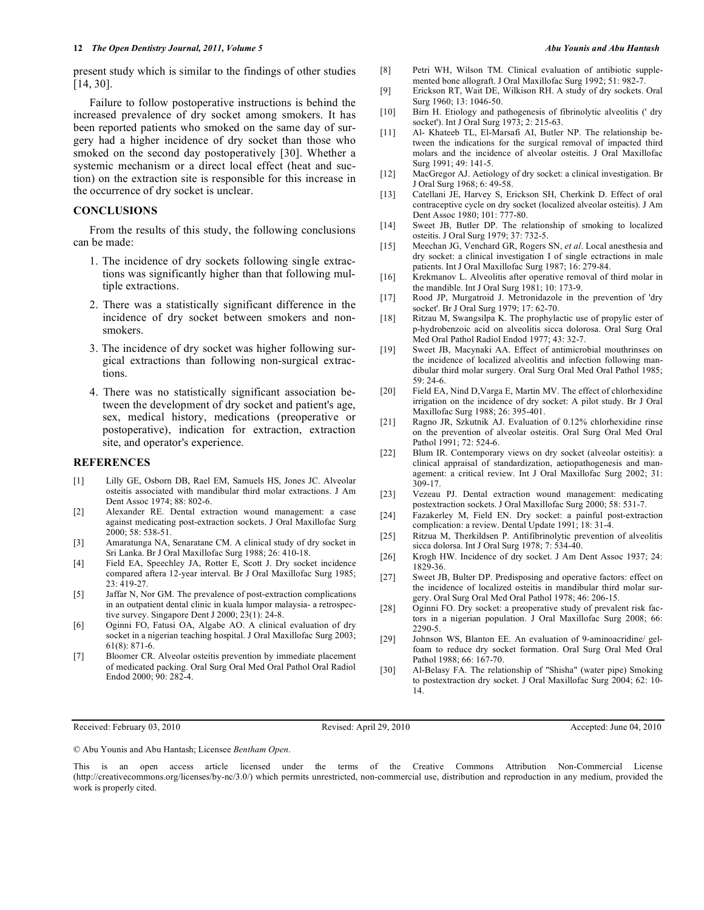present study which is similar to the findings of other studies [14, 30].

Failure to follow postoperative instructions is behind the increased prevalence of dry socket among smokers. It has been reported patients who smoked on the same day of surgery had a higher incidence of dry socket than those who smoked on the second day postoperatively [30]. Whether a systemic mechanism or a direct local effect (heat and suction) on the extraction site is responsible for this increase in the occurrence of dry socket is unclear.

## CONCLUSIONS

From the results of this study, the following conclusions can be made:

1. The incidence of dry sockets following single extractions was significantly higher than that following multiple extractions.
2. There was a statistically significant difference in the incidence of dry socket between smokers and nonsmokers.
3. The incidence of dry socket was higher following surgical extractions than following non-surgical extractions.
4. There was no statistically significant association between the development of dry socket and patient's age, sex, medical history, medications (preoperative or postoperative), indication for extraction, extraction site, and operator's experience.

## REFERENCES

[1] Lilly GE, Osborn DB, Rael EM, Samuels HS, Jones JC. Alveolar osteitis associated with mandibular third molar extractions. J Am Dent Assoc 1974; 88: 802-6.

[2] Alexander RE. Dental extraction wound management: a case against medicating post-extraction sockets. J Oral Maxillofac Surg 2000; 58: 538-51.

[3] Amaratunga NA, Senaratane CM. A clinical study of dry socket in Sri Lanka. Br J Oral Maxillofac Surg 1988; 26: 410-18.

[4] Field EA, Speechley JA, Rotter E, Scott J. Dry socket incidence compared aftera 12-year interval. Br J Oral Maxillofac Surg 1985; 23: 419-27.

[5] Jaffar N, Nor GM. The prevalence of post-extraction complications in an outpatient dental clinic in kuala lumpor malaysia- a retrospective survey. Singapore Dent J 2000; 23(1): 24-8.

[6] Oginni FO, Fatusi OA, Algabe AO. A clinical evaluation of dry socket in a nigerian teaching hospital. J Oral Maxillofac Surg 2003; 61(8): 871-6.

[7] Bloomer CR. Alveolar osteitis prevention by immediate placement of medicated packing. Oral Surg Oral Med Oral Pathol Oral Radiol Endod 2000; 90: 282-4.

[8] Petri WH, Wilson TM. Clinical evaluation of antibiotic supplemented bone allograft. J Oral Maxillofac Surg 1992; 51: 982-7.

[9] Erickson RT, Wait DE, Wilkison RH. A study of dry sockets. Oral Surg 1960; 13: 1046-50.

[10] Birn H. Etiology and pathogenesis of fibrinolytic alveolitis (' dry socket'). Int J Oral Surg 1973; 2: 215-63.

[11] Al- Khateeb TL, El-Marsafi AI, Butler NP. The relationship between the indications for the surgical removal of impacted third molars and the incidence of alveolar osteitis. J Oral Maxillofac Surg 1991; 49: 141-5.

[12] MacGregor AJ. Aetiology of dry socket: a clinical investigation. Br J Oral Surg 1968; 6: 49-58.

[13] Catellani JE, Harvey S, Erickson SH, Cherkink D. Effect of oral contraceptive cycle on dry socket (localized alveolar osteitis). J Am Dent Assoc 1980; 101: 777-80.

[14] Sweet JB, Butler DP. The relationship of smoking to localized osteitis. J Oral Surg 1979; 37: 732-5.

[15] Meechan JG, Venchard GR, Rogers SN, *et al*. Local anesthesia and dry socket: a clinical investigation I of single ectractions in male patients. Int J Oral Maxillofac Surg 1987; 16: 279-84.

[16] Krekmanov L. Alveolitis after operative removal of third molar in the mandible. Int J Oral Surg 1981; 10: 173-9.

[17] Rood JP, Murgatroid J. Metronidazole in the prevention of 'dry socket'. Br J Oral Surg 1979; 17: 62-70.

[18] Ritzau M, Swangsilpa K. The prophylactic use of propylic ester of p-hydrobenzoic acid on alveolitis sicca dolorosa. Oral Surg Oral Med Oral Pathol Radiol Endod 1977; 43: 32-7.

[19] Sweet JB, Macynaki AA. Effect of antimicrobial mouthrinses on the incidence of localized alveolitis and infection following mandibular third molar surgery. Oral Surg Oral Med Oral Pathol 1985; 59: 24-6.

[20] Field EA, Nind D,Varga E, Martin MV. The effect of chlorhexidine irrigation on the incidence of dry socket: A pilot study. Br J Oral Maxillofac Surg 1988; 26: 395-401.

[21] Ragno JR, Szkutnik AJ. Evaluation of 0.12% chlorhexidine rinse on the prevention of alveolar osteitis. Oral Surg Oral Med Oral Pathol 1991; 72: 524-6.

[22] Blum IR. Contemporary views on dry socket (alveolar osteitis): a clinical appraisal of standardization, aetiopathogenesis and management: a critical review. Int J Oral Maxillofac Surg 2002; 31: 309-17.

[23] Vezeau PJ. Dental extraction wound management: medicating postextraction sockets. J Oral Maxillofac Surg 2000; 58: 531-7.

[24] Fazakerley M, Field EN. Dry socket: a painful post-extraction complication: a review. Dental Update 1991; 18: 31-4.

[25] Ritzua M, Therkildsen P. Antifibrinolytic prevention of alveolitis sicca dolorsa. Int J Oral Surg 1978; 7: 534-40.

[26] Krogh HW. Incidence of dry socket. J Am Dent Assoc 1937; 24: 1829-36.

[27] Sweet JB, Bulter DP. Predisposing and operative factors: effect on the incidence of localized osteitis in mandibular third molar surgery. Oral Surg Oral Med Oral Pathol 1978; 46: 206-15.

[28] Oginni FO. Dry socket: a preoperative study of prevalent risk factors in a nigerian population. J Oral Maxillofac Surg 2008; 66: 2290-5.

[29] Johnson WS, Blanton EE. An evaluation of 9-aminoacridine/ gelfoam to reduce dry socket formation. Oral Surg Oral Med Oral Pathol 1988; 66: 167-70.

[30] Al-Belasy FA. The relationship of "Shisha" (water pipe) Smoking to postextraction dry socket. J Oral Maxillofac Surg 2004; 62: 10-14.

Received: February 03, 2010 Revised: April 29, 2010 Accepted: June 04, 2010

© Abu Younis and Abu Hantash; Licensee *Bentham Open*.

This is an open access article licensed under the terms of the Creative Commons Attribution Non-Commercial License (http://creativecommons.org/licenses/by-nc/3.0/) which permits unrestricted, non-commercial use, distribution and reproduction in any medium, provided the work is properly cited.